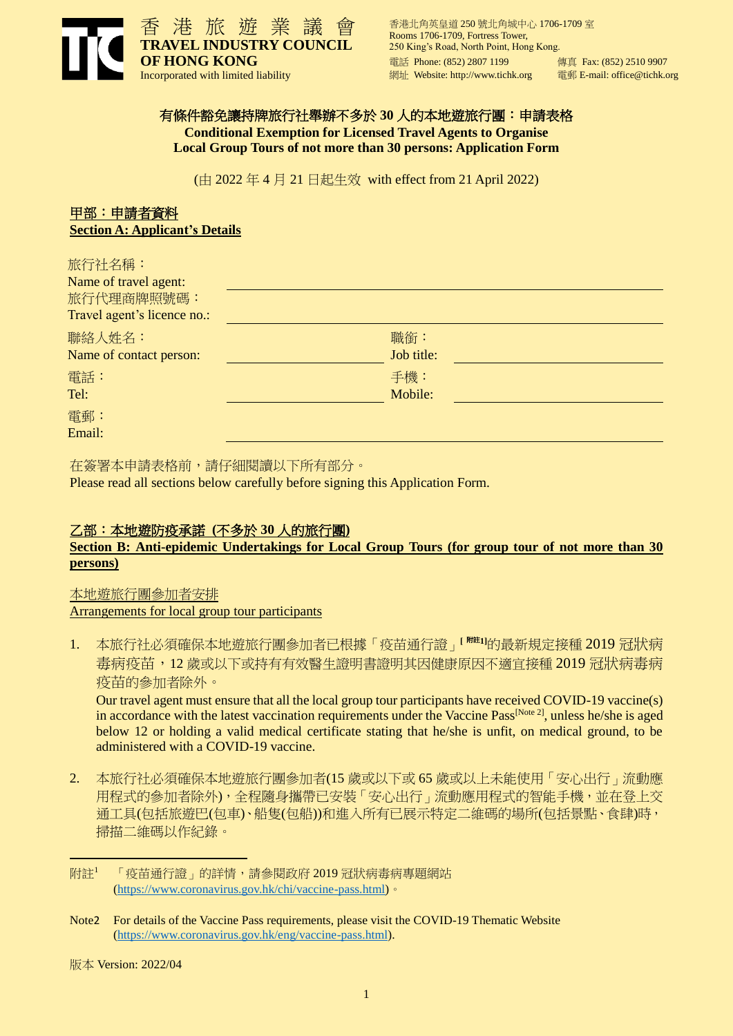香港旅遊業議會
**TRAVEL INDUSTRY COUNCIL OF HONG KONG**
Incorporated with limited liability

香港北角英皇道 250 號北角城中心 1706-1709 室
Rooms 1706-1709, Fortress Tower, 250 King's Road, North Point, Hong Kong.
電話 Phone: (852) 2807 1199　傳真 Fax: (852) 2510 9907
網址 Website: http://www.tichk.org　電郵 E-mail: office@tichk.org

# 有條件豁免讓持牌旅行社舉辦不多於 30 人的本地遊旅行團：申請表格
# Conditional Exemption for Licensed Travel Agents to Organise Local Group Tours of not more than 30 persons: Application Form

(由 2022 年 4 月 21 日起生效 with effect from 21 April 2022)

## 甲部：申請者資料
## Section A: Applicant's Details

旅行社名稱：
Name of travel agent: ____________________

旅行代理商牌照號碼：
Travel agent's licence no.: ____________________

聯絡人姓名：
Name of contact person: ____________　職銜：Job title: ____________

電話：
Tel: ____________　手機：Mobile: ____________

電郵：
Email: ____________________

在簽署本申請表格前，請仔細閱讀以下所有部分。
Please read all sections below carefully before signing this Application Form.

## 乙部：本地遊防疫承諾 (不多於 30 人的旅行團)
## Section B: Anti-epidemic Undertakings for Local Group Tours (for group tour of not more than 30 persons)

本地遊旅行團參加者安排
Arrangements for local group tour participants

1. 本旅行社必須確保本地遊旅行團參加者已根據「疫苗通行證」[附註1]的最新規定接種 2019 冠狀病毒病疫苗，12 歲或以下或持有有效醫生證明書證明其因健康原因不適宜接種 2019 冠狀病毒病疫苗的參加者除外。
   Our travel agent must ensure that all the local group tour participants have received COVID-19 vaccine(s) in accordance with the latest vaccination requirements under the Vaccine Pass[Note 2], unless he/she is aged below 12 or holding a valid medical certificate stating that he/she is unfit, on medical ground, to be administered with a COVID-19 vaccine.

2. 本旅行社必須確保本地遊旅行團參加者(15 歲或以下或 65 歲或以上未能使用「安心出行」流動應用程式的參加者除外)，全程隨身攜帶已安裝「安心出行」流動應用程式的智能手機，並在登上交通工具(包括旅遊巴(包車)、船隻(包船))和進入所有已展示特定二維碼的場所(包括景點、食肆)時，掃描二維碼以作紀錄。

---

附註1　「疫苗通行證」的詳情，請參閱政府 2019 冠狀病毒病專題網站 (https://www.coronavirus.gov.hk/chi/vaccine-pass.html)。

Note2　For details of the Vaccine Pass requirements, please visit the COVID-19 Thematic Website (https://www.coronavirus.gov.hk/eng/vaccine-pass.html).

版本 Version: 2022/04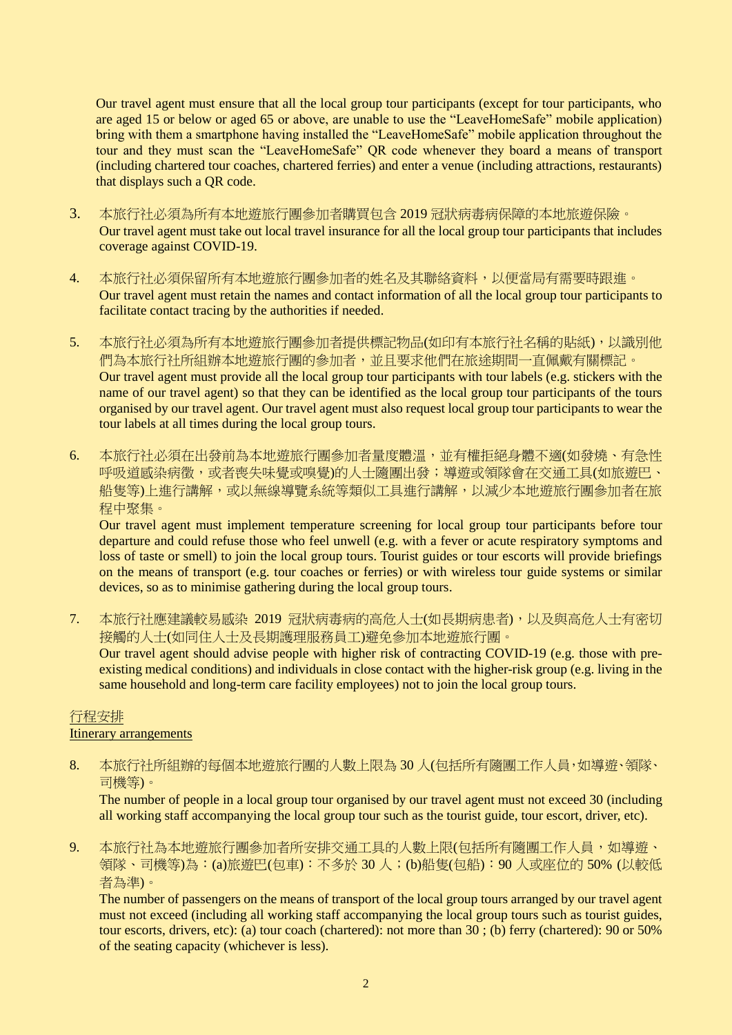Our travel agent must ensure that all the local group tour participants (except for tour participants, who are aged 15 or below or aged 65 or above, are unable to use the "LeaveHomeSafe" mobile application) bring with them a smartphone having installed the "LeaveHomeSafe" mobile application throughout the tour and they must scan the "LeaveHomeSafe" QR code whenever they board a means of transport (including chartered tour coaches, chartered ferries) and enter a venue (including attractions, restaurants) that displays such a QR code.

3. 本旅行社必須為所有本地遊旅行團參加者購買包含 2019 冠狀病毒病保障的本地旅遊保險。
   Our travel agent must take out local travel insurance for all the local group tour participants that includes coverage against COVID-19.

4. 本旅行社必須保留所有本地遊旅行團參加者的姓名及其聯絡資料，以便當局有需要時跟進。
   Our travel agent must retain the names and contact information of all the local group tour participants to facilitate contact tracing by the authorities if needed.

5. 本旅行社必須為所有本地遊旅行團參加者提供標記物品(如印有本旅行社名稱的貼紙)，以識別他們為本旅行社所組辦本地遊旅行團的參加者，並且要求他們在旅途期間一直佩戴有關標記。
   Our travel agent must provide all the local group tour participants with tour labels (e.g. stickers with the name of our travel agent) so that they can be identified as the local group tour participants of the tours organised by our travel agent. Our travel agent must also request local group tour participants to wear the tour labels at all times during the local group tours.

6. 本旅行社必須在出發前為本地遊旅行團參加者量度體溫，並有權拒絕身體不適(如發燒、有急性呼吸道感染病徵，或者喪失味覺或嗅覺)的人士隨團出發；導遊或領隊會在交通工具(如旅遊巴、船隻等)上進行講解，或以無線導覽系統等類似工具進行講解，以減少本地遊旅行團參加者在旅程中聚集。
   Our travel agent must implement temperature screening for local group tour participants before tour departure and could refuse those who feel unwell (e.g. with a fever or acute respiratory symptoms and loss of taste or smell) to join the local group tours. Tourist guides or tour escorts will provide briefings on the means of transport (e.g. tour coaches or ferries) or with wireless tour guide systems or similar devices, so as to minimise gathering during the local group tours.

7. 本旅行社應建議較易感染 2019 冠狀病毒病的高危人士(如長期病患者)，以及與高危人士有密切接觸的人士(如同住人士及長期護理服務員工)避免參加本地遊旅行團。
   Our travel agent should advise people with higher risk of contracting COVID-19 (e.g. those with pre-existing medical conditions) and individuals in close contact with the higher-risk group (e.g. living in the same household and long-term care facility employees) not to join the local group tours.

<u>行程安排</u>
<u>Itinerary arrangements</u>

8. 本旅行社所組辦的每個本地遊旅行團的人數上限為 30 人(包括所有隨團工作人員，如導遊、領隊、司機等)。
   The number of people in a local group tour organised by our travel agent must not exceed 30 (including all working staff accompanying the local group tour such as the tourist guide, tour escort, driver, etc).

9. 本旅行社為本地遊旅行團參加者所安排交通工具的人數上限(包括所有隨團工作人員，如導遊、領隊、司機等)為：(a)旅遊巴(包車)：不多於 30 人；(b)船隻(包船)：90 人或座位的 50% (以較低者為準)。
   The number of passengers on the means of transport of the local group tours arranged by our travel agent must not exceed (including all working staff accompanying the local group tours such as tourist guides, tour escorts, drivers, etc): (a) tour coach (chartered): not more than 30 ; (b) ferry (chartered): 90 or 50% of the seating capacity (whichever is less).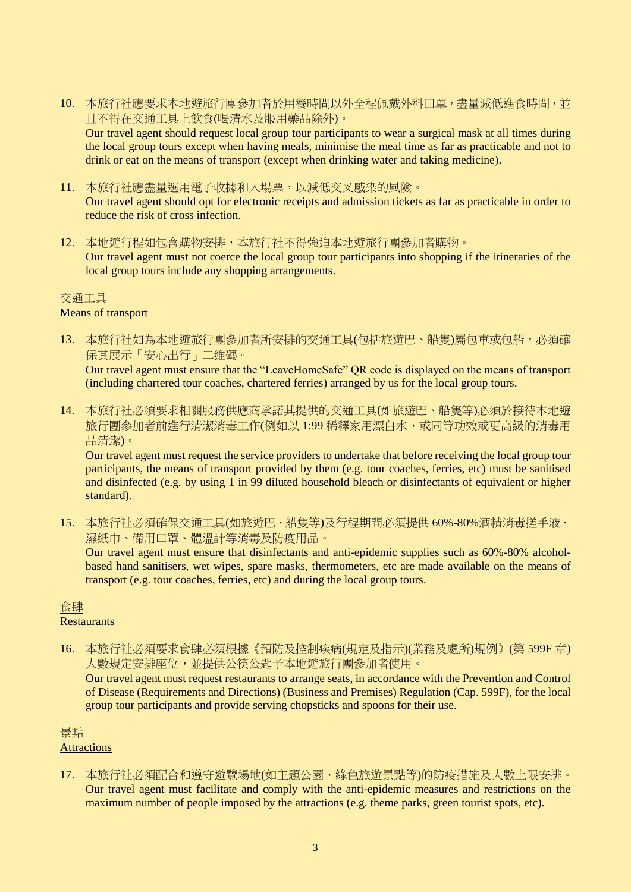10. 本旅行社應要求本地遊旅行團參加者於用餐時間以外全程佩戴外科口罩，盡量減低進食時間，並且不得在交通工具上飲食(喝清水及服用藥品除外)。
    Our travel agent should request local group tour participants to wear a surgical mask at all times during the local group tours except when having meals, minimise the meal time as far as practicable and not to drink or eat on the means of transport (except when drinking water and taking medicine).

11. 本旅行社應盡量選用電子收據和入場票，以減低交叉感染的風險。
    Our travel agent should opt for electronic receipts and admission tickets as far as practicable in order to reduce the risk of cross infection.

12. 本地遊行程如包含購物安排，本旅行社不得強迫本地遊旅行團參加者購物。
    Our travel agent must not coerce the local group tour participants into shopping if the itineraries of the local group tours include any shopping arrangements.

<u>交通工具</u>
<u>Means of transport</u>

13. 本旅行社如為本地遊旅行團參加者所安排的交通工具(包括旅遊巴、船隻)屬包車或包船，必須確保其展示「安心出行」二維碼。
    Our travel agent must ensure that the “LeaveHomeSafe” QR code is displayed on the means of transport (including chartered tour coaches, chartered ferries) arranged by us for the local group tours.

14. 本旅行社必須要求相關服務供應商承諾其提供的交通工具(如旅遊巴、船隻等)必須於接待本地遊旅行團參加者前進行清潔消毒工作(例如以 1:99 稀釋家用漂白水，或同等功效或更高級的消毒用品清潔)。
    Our travel agent must request the service providers to undertake that before receiving the local group tour participants, the means of transport provided by them (e.g. tour coaches, ferries, etc) must be sanitised and disinfected (e.g. by using 1 in 99 diluted household bleach or disinfectants of equivalent or higher standard).

15. 本旅行社必須確保交通工具(如旅遊巴、船隻等)及行程期間必須提供 60%-80%酒精消毒搓手液、濕紙巾、備用口罩、體溫計等消毒及防疫用品。
    Our travel agent must ensure that disinfectants and anti-epidemic supplies such as 60%-80% alcohol-based hand sanitisers, wet wipes, spare masks, thermometers, etc are made available on the means of transport (e.g. tour coaches, ferries, etc) and during the local group tours.

<u>食肆</u>
<u>Restaurants</u>

16. 本旅行社必須要求食肆必須根據《預防及控制疾病(規定及指示)(業務及處所)規例》(第 599F 章)人數規定安排座位，並提供公筷公匙予本地遊旅行團參加者使用。
    Our travel agent must request restaurants to arrange seats, in accordance with the Prevention and Control of Disease (Requirements and Directions) (Business and Premises) Regulation (Cap. 599F), for the local group tour participants and provide serving chopsticks and spoons for their use.

<u>景點</u>
<u>Attractions</u>

17. 本旅行社必須配合和遵守遊覽場地(如主題公園、綠色旅遊景點等)的防疫措施及人數上限安排。
    Our travel agent must facilitate and comply with the anti-epidemic measures and restrictions on the maximum number of people imposed by the attractions (e.g. theme parks, green tourist spots, etc).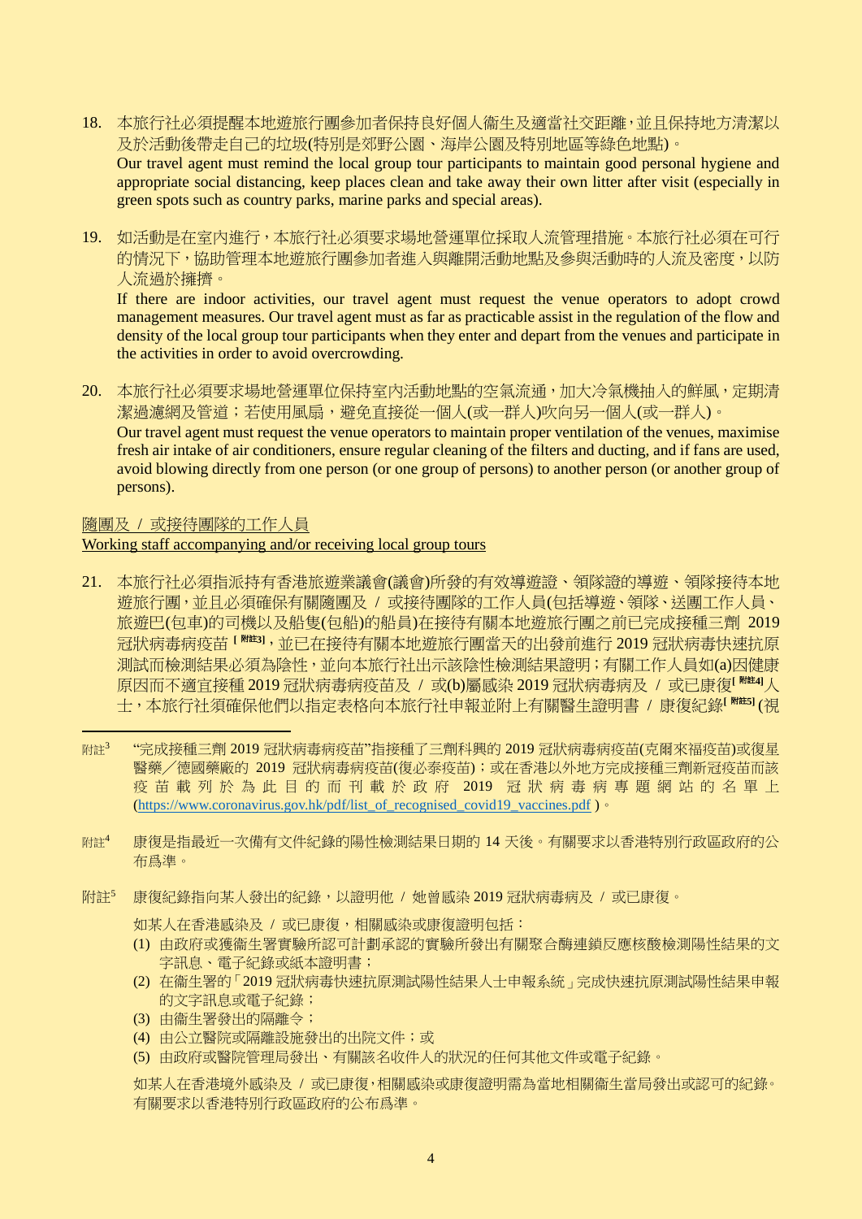18. 本旅行社必須提醒本地遊旅行團參加者保持良好個人衞生及適當社交距離，並且保持地方清潔以及於活動後帶走自己的垃圾(特別是郊野公園、海岸公園及特別地區等綠色地點)。
    Our travel agent must remind the local group tour participants to maintain good personal hygiene and appropriate social distancing, keep places clean and take away their own litter after visit (especially in green spots such as country parks, marine parks and special areas).

19. 如活動是在室內進行，本旅行社必須要求場地營運單位採取人流管理措施。本旅行社必須在可行的情況下，協助管理本地遊旅行團參加者進入與離開活動地點及參與活動時的人流及密度，以防人流過於擁擠。
    If there are indoor activities, our travel agent must request the venue operators to adopt crowd management measures. Our travel agent must as far as practicable assist in the regulation of the flow and density of the local group tour participants when they enter and depart from the venues and participate in the activities in order to avoid overcrowding.

20. 本旅行社必須要求場地營運單位保持室內活動地點的空氣流通，加大冷氣機抽入的鮮風，定期清潔過濾網及管道；若使用風扇，避免直接從一個人(或一群人)吹向另一個人(或一群人)。
    Our travel agent must request the venue operators to maintain proper ventilation of the venues, maximise fresh air intake of air conditioners, ensure regular cleaning of the filters and ducting, and if fans are used, avoid blowing directly from one person (or one group of persons) to another person (or another group of persons).

<u>隨團及 / 或接待團隊的工作人員</u>

<u>Working staff accompanying and/or receiving local group tours</u>

21. 本旅行社必須指派持有香港旅遊業議會(議會)所發的有效導遊證、領隊證的導遊、領隊接待本地遊旅行團，並且必須確保有關隨團及 / 或接待團隊的工作人員(包括導遊、領隊、送團工作人員、旅遊巴(包車)的司機以及船隻(包船)的船員)在接待有關本地遊旅行團之前已完成接種三劑 2019 冠狀病毒病疫苗 [附註3]，並已在接待有關本地遊旅行團當天的出發前進行 2019 冠狀病毒快速抗原測試而檢測結果必須為陰性，並向本旅行社出示該陰性檢測結果證明；有關工作人員如(a)因健康原因而不適宜接種 2019 冠狀病毒病疫苗及 / 或(b)屬感染 2019 冠狀病毒病及 / 或已康復[附註4]人士，本旅行社須確保他們以指定表格向本旅行社申報並附上有關醫生證明書 / 康復紀錄[附註5] (視

---

附註[3] "完成接種三劑 2019 冠狀病毒病疫苗"指接種了三劑科興的 2019 冠狀病毒病疫苗(克爾來福疫苗)或復星醫藥／德國藥廠的 2019 冠狀病毒病疫苗(復必泰疫苗)；或在香港以外地方完成接種三劑新冠疫苗而該疫苗載列於為此目的而刊載於政府 2019 冠狀病毒病專題網站的名單上 (https://www.coronavirus.gov.hk/pdf/list_of_recognised_covid19_vaccines.pdf )。

附註[4] 康復是指最近一次備有文件紀錄的陽性檢測結果日期的 14 天後。有關要求以香港特別行政區政府的公布爲準。

附註[5] 康復紀錄指向某人發出的紀錄，以證明他 / 她曾感染 2019 冠狀病毒病及 / 或已康復。

如某人在香港感染及 / 或已康復，相關感染或康復證明包括：

(1) 由政府或獲衞生署實驗所認可計劃承認的實驗所發出有關聚合酶連鎖反應核酸檢測陽性結果的文字訊息、電子紀錄或紙本證明書；
(2) 在衞生署的「2019 冠狀病毒快速抗原測試陽性結果人士申報系統」完成快速抗原測試陽性結果申報的文字訊息或電子紀錄；
(3) 由衞生署發出的隔離令；
(4) 由公立醫院或隔離設施發出的出院文件；或
(5) 由政府或醫院管理局發出、有關該名收件人的狀況的任何其他文件或電子紀錄。

如某人在香港境外感染及 / 或已康復，相關感染或康復證明需為當地相關衞生當局發出或認可的紀錄。有關要求以香港特別行政區政府的公布爲準。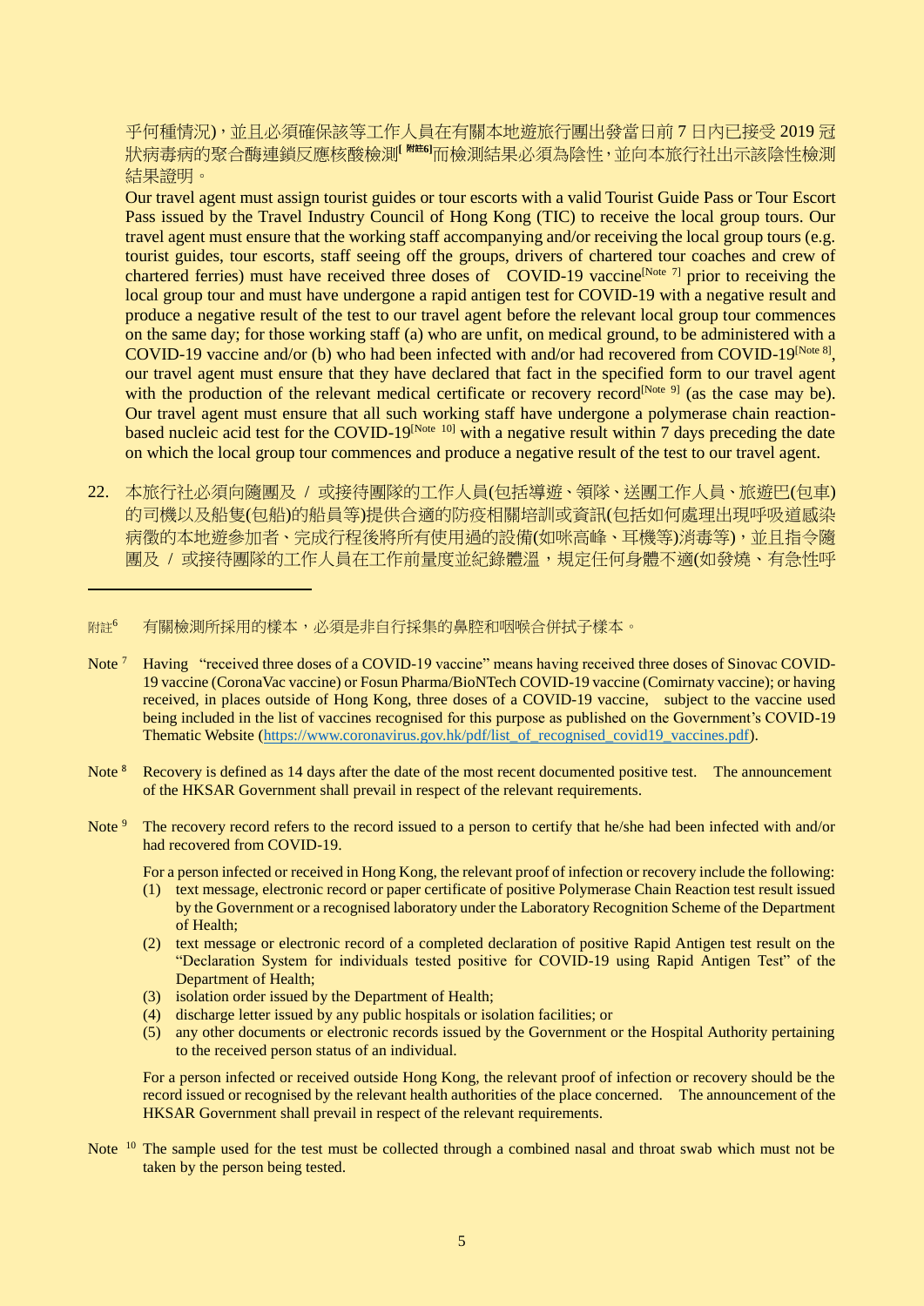乎何種情況)，並且必須確保該等工作人員在有關本地遊旅行團出發當日前 7 日內已接受 2019 冠狀病毒病的聚合酶連鎖反應核酸檢測[附註6]而檢測結果必須為陰性，並向本旅行社出示該陰性檢測結果證明。

Our travel agent must assign tourist guides or tour escorts with a valid Tourist Guide Pass or Tour Escort Pass issued by the Travel Industry Council of Hong Kong (TIC) to receive the local group tours. Our travel agent must ensure that the working staff accompanying and/or receiving the local group tours (e.g. tourist guides, tour escorts, staff seeing off the groups, drivers of chartered tour coaches and crew of chartered ferries) must have received three doses of COVID-19 vaccine[Note 7] prior to receiving the local group tour and must have undergone a rapid antigen test for COVID-19 with a negative result and produce a negative result of the test to our travel agent before the relevant local group tour commences on the same day; for those working staff (a) who are unfit, on medical ground, to be administered with a COVID-19 vaccine and/or (b) who had been infected with and/or had recovered from COVID-19[Note 8], our travel agent must ensure that they have declared that fact in the specified form to our travel agent with the production of the relevant medical certificate or recovery record[Note 9] (as the case may be). Our travel agent must ensure that all such working staff have undergone a polymerase chain reaction-based nucleic acid test for the COVID-19[Note 10] with a negative result within 7 days preceding the date on which the local group tour commences and produce a negative result of the test to our travel agent.

22. 本旅行社必須向隨團及 / 或接待團隊的工作人員(包括導遊、領隊、送團工作人員、旅遊巴(包車)的司機以及船隻(包船)的船員等)提供合適的防疫相關培訓或資訊(包括如何處理出現呼吸道感染病徵的本地遊參加者、完成行程後將所有使用過的設備(如咪高峰、耳機等)消毒等)，並且指令隨團及 / 或接待團隊的工作人員在工作前量度並紀錄體溫，規定任何身體不適(如發燒、有急性呼

---

附註[6] 有關檢測所採用的樣本，必須是非自行採集的鼻腔和咽喉合併拭子樣本。

Note [7] Having "received three doses of a COVID-19 vaccine" means having received three doses of Sinovac COVID-19 vaccine (CoronaVac vaccine) or Fosun Pharma/BioNTech COVID-19 vaccine (Comirnaty vaccine); or having received, in places outside of Hong Kong, three doses of a COVID-19 vaccine, subject to the vaccine used being included in the list of vaccines recognised for this purpose as published on the Government's COVID-19 Thematic Website (https://www.coronavirus.gov.hk/pdf/list_of_recognised_covid19_vaccines.pdf).

Note [8] Recovery is defined as 14 days after the date of the most recent documented positive test. The announcement of the HKSAR Government shall prevail in respect of the relevant requirements.

Note [9] The recovery record refers to the record issued to a person to certify that he/she had been infected with and/or had recovered from COVID-19.

For a person infected or received in Hong Kong, the relevant proof of infection or recovery include the following:

(1) text message, electronic record or paper certificate of positive Polymerase Chain Reaction test result issued by the Government or a recognised laboratory under the Laboratory Recognition Scheme of the Department of Health;
(2) text message or electronic record of a completed declaration of positive Rapid Antigen test result on the "Declaration System for individuals tested positive for COVID-19 using Rapid Antigen Test" of the Department of Health;
(3) isolation order issued by the Department of Health;
(4) discharge letter issued by any public hospitals or isolation facilities; or
(5) any other documents or electronic records issued by the Government or the Hospital Authority pertaining to the received person status of an individual.

For a person infected or received outside Hong Kong, the relevant proof of infection or recovery should be the record issued or recognised by the relevant health authorities of the place concerned. The announcement of the HKSAR Government shall prevail in respect of the relevant requirements.

Note [10] The sample used for the test must be collected through a combined nasal and throat swab which must not be taken by the person being tested.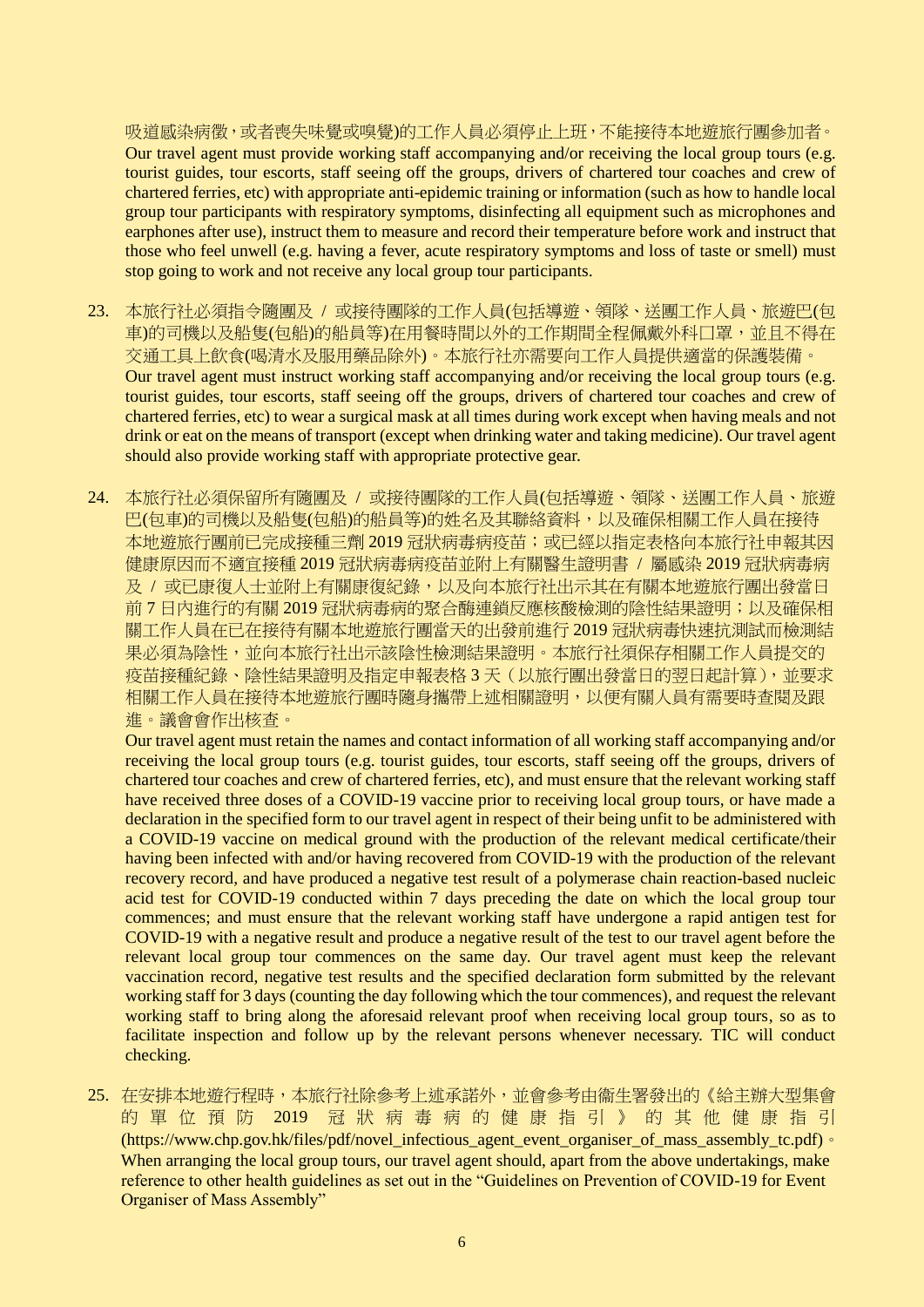吸道感染病徵，或者喪失味覺或嗅覺)的工作人員必須停止上班，不能接待本地遊旅行團參加者。
Our travel agent must provide working staff accompanying and/or receiving the local group tours (e.g. tourist guides, tour escorts, staff seeing off the groups, drivers of chartered tour coaches and crew of chartered ferries, etc) with appropriate anti-epidemic training or information (such as how to handle local group tour participants with respiratory symptoms, disinfecting all equipment such as microphones and earphones after use), instruct them to measure and record their temperature before work and instruct that those who feel unwell (e.g. having a fever, acute respiratory symptoms and loss of taste or smell) must stop going to work and not receive any local group tour participants.

23. 本旅行社必須指令隨團及 / 或接待團隊的工作人員(包括導遊、領隊、送團工作人員、旅遊巴(包車)的司機以及船隻(包船)的船員等)在用餐時間以外的工作期間全程佩戴外科口罩，並且不得在交通工具上飲食(喝清水及服用藥品除外)。本旅行社亦需要向工作人員提供適當的保護裝備。
Our travel agent must instruct working staff accompanying and/or receiving the local group tours (e.g. tourist guides, tour escorts, staff seeing off the groups, drivers of chartered tour coaches and crew of chartered ferries, etc) to wear a surgical mask at all times during work except when having meals and not drink or eat on the means of transport (except when drinking water and taking medicine). Our travel agent should also provide working staff with appropriate protective gear.

24. 本旅行社必須保留所有隨團及 / 或接待團隊的工作人員(包括導遊、領隊、送團工作人員、旅遊巴(包車)的司機以及船隻(包船)的船員等)的姓名及其聯絡資料，以及確保相關工作人員在接待本地遊旅行團前已完成接種三劑 2019 冠狀病毒病疫苗；或已經以指定表格向本旅行社申報其因健康原因而不適宜接種 2019 冠狀病毒病疫苗並附上有關醫生證明書 / 屬感染 2019 冠狀病毒病及 / 或已康復人士並附上有關康復紀錄，以及向本旅行社出示其在有關本地遊旅行團出發當日前 7 日內進行的有關 2019 冠狀病毒病的聚合酶連鎖反應核酸檢測的陰性結果證明；以及確保相關工作人員在已在接待有關本地遊旅行團當天的出發前進行 2019 冠狀病毒快速抗測試而檢測結果必須為陰性，並向本旅行社出示該陰性檢測結果證明。本旅行社須保存相關工作人員提交的疫苗接種紀錄、陰性結果證明及指定申報表格 3 天（以旅行團出發當日的翌日起計算），並要求相關工作人員在接待本地遊旅行團時隨身攜帶上述相關證明，以便有關人員有需要時查閱及跟進。議會會作出核查。
Our travel agent must retain the names and contact information of all working staff accompanying and/or receiving the local group tours (e.g. tourist guides, tour escorts, staff seeing off the groups, drivers of chartered tour coaches and crew of chartered ferries, etc), and must ensure that the relevant working staff have received three doses of a COVID-19 vaccine prior to receiving local group tours, or have made a declaration in the specified form to our travel agent in respect of their being unfit to be administered with a COVID-19 vaccine on medical ground with the production of the relevant medical certificate/their having been infected with and/or having recovered from COVID-19 with the production of the relevant recovery record, and have produced a negative test result of a polymerase chain reaction-based nucleic acid test for COVID-19 conducted within 7 days preceding the date on which the local group tour commences; and must ensure that the relevant working staff have undergone a rapid antigen test for COVID-19 with a negative result and produce a negative result of the test to our travel agent before the relevant local group tour commences on the same day. Our travel agent must keep the relevant vaccination record, negative test results and the specified declaration form submitted by the relevant working staff for 3 days (counting the day following which the tour commences), and request the relevant working staff to bring along the aforesaid relevant proof when receiving local group tours, so as to facilitate inspection and follow up by the relevant persons whenever necessary. TIC will conduct checking.

25. 在安排本地遊行程時，本旅行社除參考上述承諾外，並會參考由衞生署發出的《給主辦大型集會的單位預防 2019 冠狀病毒病的健康指引》的其他健康指引 (https://www.chp.gov.hk/files/pdf/novel_infectious_agent_event_organiser_of_mass_assembly_tc.pdf)。
When arranging the local group tours, our travel agent should, apart from the above undertakings, make reference to other health guidelines as set out in the "Guidelines on Prevention of COVID-19 for Event Organiser of Mass Assembly"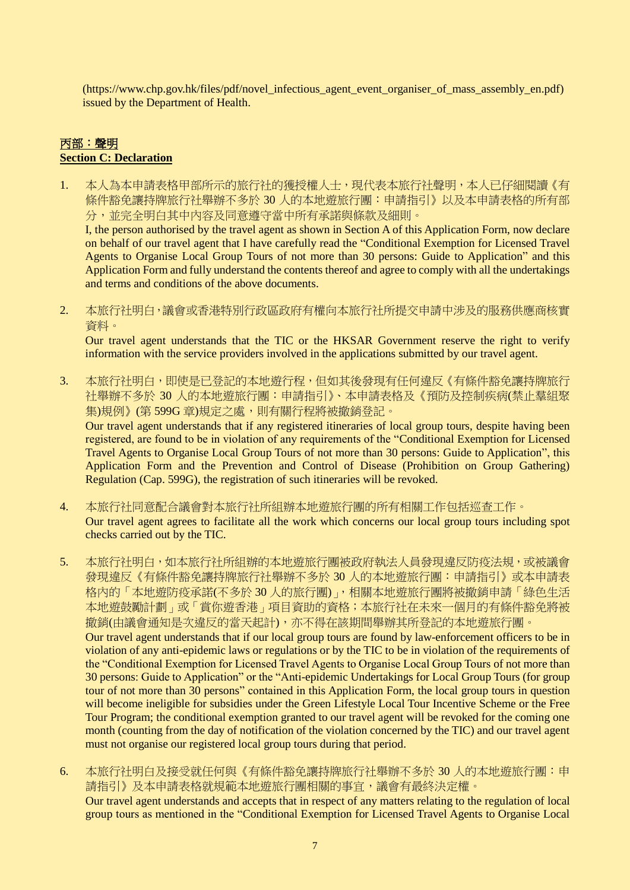(https://www.chp.gov.hk/files/pdf/novel_infectious_agent_event_organiser_of_mass_assembly_en.pdf) issued by the Department of Health.

## 丙部：聲明
## Section C: Declaration

1. 本人為本申請表格甲部所示的旅行社的獲授權人士，現代表本旅行社聲明，本人已仔細閱讀《有條件豁免讓持牌旅行社舉辦不多於 30 人的本地遊旅行團：申請指引》以及本申請表格的所有部分，並完全明白其中內容及同意遵守當中所有承諾與條款及細則。
   I, the person authorised by the travel agent as shown in Section A of this Application Form, now declare on behalf of our travel agent that I have carefully read the "Conditional Exemption for Licensed Travel Agents to Organise Local Group Tours of not more than 30 persons: Guide to Application" and this Application Form and fully understand the contents thereof and agree to comply with all the undertakings and terms and conditions of the above documents.

2. 本旅行社明白，議會或香港特別行政區政府有權向本旅行社所提交申請中涉及的服務供應商核實資料。
   Our travel agent understands that the TIC or the HKSAR Government reserve the right to verify information with the service providers involved in the applications submitted by our travel agent.

3. 本旅行社明白，即使是已登記的本地遊行程，但如其後發現有任何違反《有條件豁免讓持牌旅行社舉辦不多於 30 人的本地遊旅行團：申請指引》、本申請表格及《預防及控制疾病(禁止羣組聚集)規例》(第 599G 章)規定之處，則有關行程將被撤銷登記。
   Our travel agent understands that if any registered itineraries of local group tours, despite having been registered, are found to be in violation of any requirements of the "Conditional Exemption for Licensed Travel Agents to Organise Local Group Tours of not more than 30 persons: Guide to Application", this Application Form and the Prevention and Control of Disease (Prohibition on Group Gathering) Regulation (Cap. 599G), the registration of such itineraries will be revoked.

4. 本旅行社同意配合議會對本旅行社所組辦本地遊旅行團的所有相關工作包括巡查工作。
   Our travel agent agrees to facilitate all the work which concerns our local group tours including spot checks carried out by the TIC.

5. 本旅行社明白，如本旅行社所組辦的本地遊旅行團被政府執法人員發現違反防疫法規，或被議會發現違反《有條件豁免讓持牌旅行社舉辦不多於 30 人的本地遊旅行團：申請指引》或本申請表格內的「本地遊防疫承諾(不多於 30 人的旅行團)」，相關本地遊旅行團將被撤銷申請「綠色生活本地遊鼓勵計劃」或「賞你遊香港」項目資助的資格；本旅行社在未來一個月的有條件豁免將被撤銷(由議會通知是次違反的當天起計)，亦不得在該期間舉辦其所登記的本地遊旅行團。
   Our travel agent understands that if our local group tours are found by law-enforcement officers to be in violation of any anti-epidemic laws or regulations or by the TIC to be in violation of the requirements of the "Conditional Exemption for Licensed Travel Agents to Organise Local Group Tours of not more than 30 persons: Guide to Application" or the "Anti-epidemic Undertakings for Local Group Tours (for group tour of not more than 30 persons" contained in this Application Form, the local group tours in question will become ineligible for subsidies under the Green Lifestyle Local Tour Incentive Scheme or the Free Tour Program; the conditional exemption granted to our travel agent will be revoked for the coming one month (counting from the day of notification of the violation concerned by the TIC) and our travel agent must not organise our registered local group tours during that period.

6. 本旅行社明白及接受就任何與《有條件豁免讓持牌旅行社舉辦不多於 30 人的本地遊旅行團：申請指引》及本申請表格就規範本地遊旅行團相關的事宜，議會有最終決定權。
   Our travel agent understands and accepts that in respect of any matters relating to the regulation of local group tours as mentioned in the "Conditional Exemption for Licensed Travel Agents to Organise Local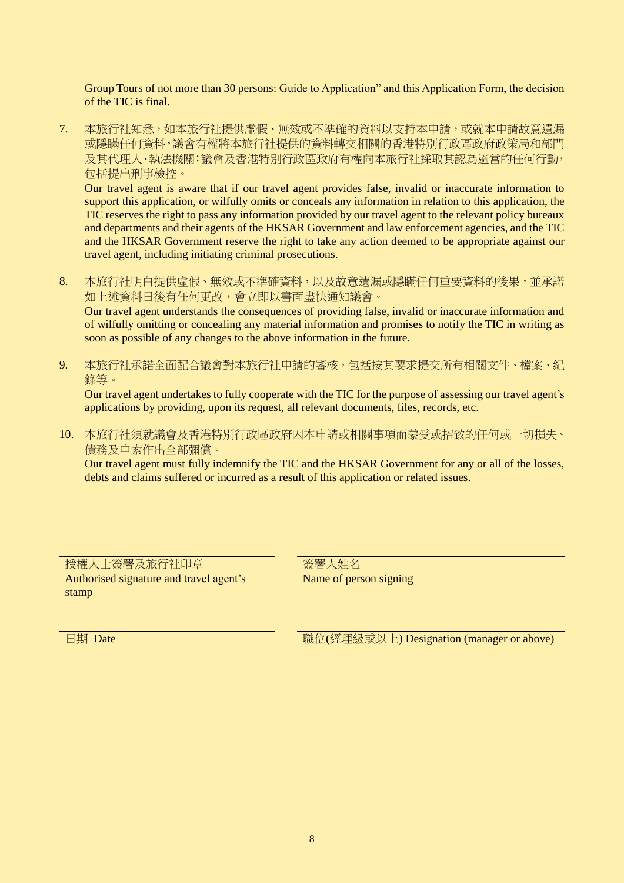Group Tours of not more than 30 persons: Guide to Application" and this Application Form, the decision of the TIC is final.

7. 本旅行社知悉，如本旅行社提供虛假、無效或不準確的資料以支持本申請，或就本申請故意遺漏或隱瞞任何資料，議會有權將本旅行社提供的資料轉交相關的香港特別行政區政府政策局和部門及其代理人、執法機關；議會及香港特別行政區政府有權向本旅行社採取其認為適當的任何行動，包括提出刑事檢控。

   Our travel agent is aware that if our travel agent provides false, invalid or inaccurate information to support this application, or wilfully omits or conceals any information in relation to this application, the TIC reserves the right to pass any information provided by our travel agent to the relevant policy bureaux and departments and their agents of the HKSAR Government and law enforcement agencies, and the TIC and the HKSAR Government reserve the right to take any action deemed to be appropriate against our travel agent, including initiating criminal prosecutions.

8. 本旅行社明白提供虛假、無效或不準確資料，以及故意遺漏或隱瞞任何重要資料的後果，並承諾如上述資料日後有任何更改，會立即以書面盡快通知議會。

   Our travel agent understands the consequences of providing false, invalid or inaccurate information and of wilfully omitting or concealing any material information and promises to notify the TIC in writing as soon as possible of any changes to the above information in the future.

9. 本旅行社承諾全面配合議會對本旅行社申請的審核，包括按其要求提交所有相關文件、檔案、紀錄等。

   Our travel agent undertakes to fully cooperate with the TIC for the purpose of assessing our travel agent's applications by providing, upon its request, all relevant documents, files, records, etc.

10. 本旅行社須就議會及香港特別行政區政府因本申請或相關事項而蒙受或招致的任何或一切損失、債務及申索作出全部彌償。

    Our travel agent must fully indemnify the TIC and the HKSAR Government for any or all of the losses, debts and claims suffered or incurred as a result of this application or related issues.

______________________________
授權人士簽署及旅行社印章
Authorised signature and travel agent's stamp

______________________________
簽署人姓名
Name of person signing

______________________________
日期 Date

______________________________
職位(經理級或以上) Designation (manager or above)